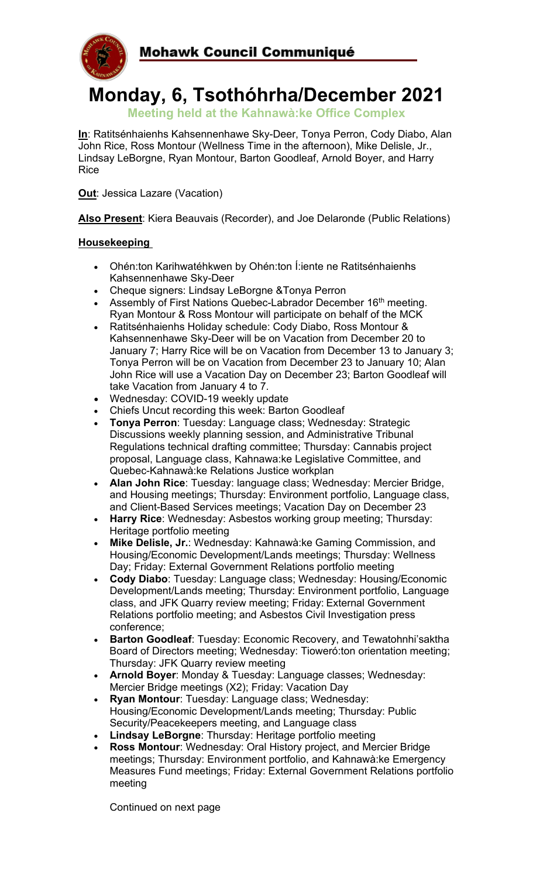# Mohawk Council Communiqué

# Monday, 6, Tsothóhrha/December 2021

**Meeting held at the Kahnawà:ke Office Complex**

**In**: Ratitsénhaienhs Kahsennenhawe Sky-Deer, Tonya Perron, Cody Diabo, Alan John Rice, Ross Montour (Wellness Time in the afternoon), Mike Delisle, Jr., Lindsay LeBorgne, Ryan Montour, Barton Goodleaf, Arnold Boyer, and Harry Rice

**Out**: Jessica Lazare (Vacation)

**Also Present**: Kiera Beauvais (Recorder), and Joe Delaronde (Public Relations)

**Housekeeping**

- Ohén:ton Karihwatéhkwen by Ohén:ton Í:iente ne Ratitsénhaienhs Kahsennenhawe Sky-Deer
- Cheque signers: Lindsay LeBorgne &Tonya Perron
- Assembly of First Nations Quebec-Labrador December 16th meeting. Ryan Montour & Ross Montour will participate on behalf of the MCK
- Ratitsénhaienhs Holiday schedule: Cody Diabo, Ross Montour & Kahsennenhawe Sky-Deer will be on Vacation from December 20 to January 7; Harry Rice will be on Vacation from December 13 to January 3; Tonya Perron will be on Vacation from December 23 to January 10; Alan John Rice will use a Vacation Day on December 23; Barton Goodleaf will take Vacation from January 4 to 7.
- Wednesday: COVID-19 weekly update
- Chiefs Uncut recording this week: Barton Goodleaf
- **Tonya Perron**: Tuesday: Language class; Wednesday: Strategic Discussions weekly planning session, and Administrative Tribunal Regulations technical drafting committee; Thursday: Cannabis project proposal, Language class, Kahnawa:ke Legislative Committee, and Quebec-Kahnawà:ke Relations Justice workplan
- **Alan John Rice**: Tuesday: language class; Wednesday: Mercier Bridge, and Housing meetings; Thursday: Environment portfolio, Language class, and Client-Based Services meetings; Vacation Day on December 23
- **Harry Rice**: Wednesday: Asbestos working group meeting; Thursday: Heritage portfolio meeting
- **Mike Delisle, Jr.**: Wednesday: Kahnawà:ke Gaming Commission, and Housing/Economic Development/Lands meetings; Thursday: Wellness Day; Friday: External Government Relations portfolio meeting
- **Cody Diabo**: Tuesday: Language class; Wednesday: Housing/Economic Development/Lands meeting; Thursday: Environment portfolio, Language class, and JFK Quarry review meeting; Friday: External Government Relations portfolio meeting; and Asbestos Civil Investigation press conference;
- **Barton Goodleaf**: Tuesday: Economic Recovery, and Tewatohnhi'saktha Board of Directors meeting; Wednesday: Tioweró:ton orientation meeting; Thursday: JFK Quarry review meeting
- **Arnold Boyer**: Monday & Tuesday: Language classes; Wednesday: Mercier Bridge meetings (X2); Friday: Vacation Day
- **Ryan Montour**: Tuesday: Language class; Wednesday: Housing/Economic Development/Lands meeting; Thursday: Public Security/Peacekeepers meeting, and Language class
- **Lindsay LeBorgne**: Thursday: Heritage portfolio meeting
- **Ross Montour**: Wednesday: Oral History project, and Mercier Bridge meetings; Thursday: Environment portfolio, and Kahnawà:ke Emergency Measures Fund meetings; Friday: External Government Relations portfolio meeting

Continued on next page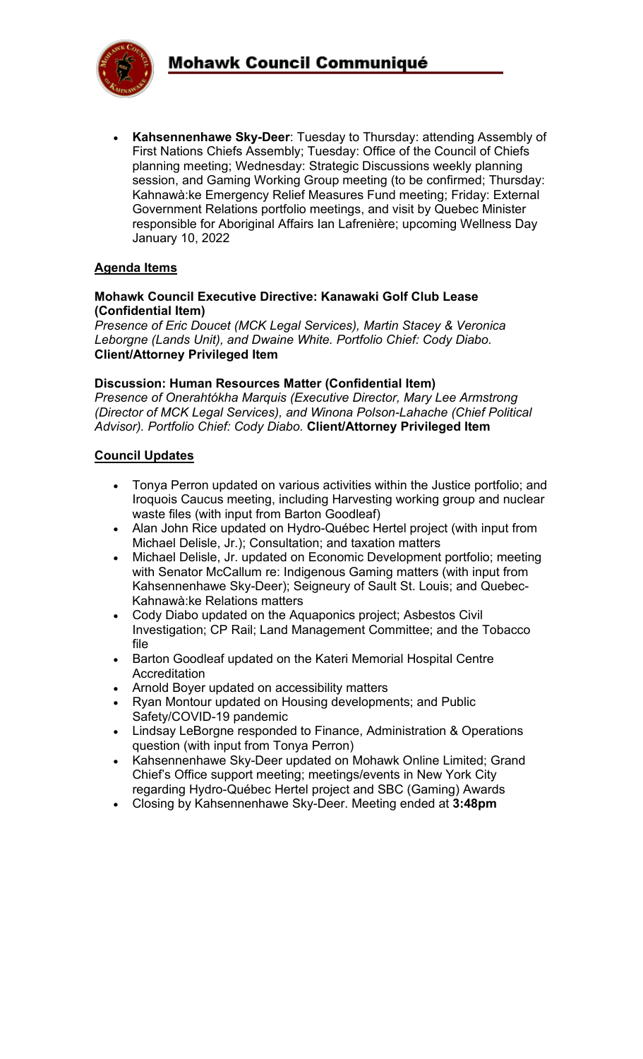- **Kahsennenhawe Sky-Deer**: Tuesday to Thursday: attending Assembly of First Nations Chiefs Assembly; Tuesday: Office of the Council of Chiefs planning meeting; Wednesday: Strategic Discussions weekly planning session, and Gaming Working Group meeting (to be confirmed; Thursday: Kahnawà:ke Emergency Relief Measures Fund meeting; Friday: External Government Relations portfolio meetings, and visit by Quebec Minister responsible for Aboriginal Affairs Ian Lafrenière; upcoming Wellness Day January 10, 2022

## Agenda Items

**Mohawk Council Executive Directive: Kanawaki Golf Club Lease (Confidential Item)**
*Presence of Eric Doucet (MCK Legal Services), Martin Stacey & Veronica Leborgne (Lands Unit), and Dwaine White. Portfolio Chief: Cody Diabo.*
**Client/Attorney Privileged Item**

**Discussion: Human Resources Matter (Confidential Item)**
*Presence of Onerahtókha Marquis (Executive Director, Mary Lee Armstrong (Director of MCK Legal Services), and Winona Polson-Lahache (Chief Political Advisor). Portfolio Chief: Cody Diabo.* **Client/Attorney Privileged Item**

## Council Updates

- Tonya Perron updated on various activities within the Justice portfolio; and Iroquois Caucus meeting, including Harvesting working group and nuclear waste files (with input from Barton Goodleaf)
- Alan John Rice updated on Hydro-Québec Hertel project (with input from Michael Delisle, Jr.); Consultation; and taxation matters
- Michael Delisle, Jr. updated on Economic Development portfolio; meeting with Senator McCallum re: Indigenous Gaming matters (with input from Kahsennenhawe Sky-Deer); Seigneury of Sault St. Louis; and Quebec-Kahnawà:ke Relations matters
- Cody Diabo updated on the Aquaponics project; Asbestos Civil Investigation; CP Rail; Land Management Committee; and the Tobacco file
- Barton Goodleaf updated on the Kateri Memorial Hospital Centre Accreditation
- Arnold Boyer updated on accessibility matters
- Ryan Montour updated on Housing developments; and Public Safety/COVID-19 pandemic
- Lindsay LeBorgne responded to Finance, Administration & Operations question (with input from Tonya Perron)
- Kahsennenhawe Sky-Deer updated on Mohawk Online Limited; Grand Chief's Office support meeting; meetings/events in New York City regarding Hydro-Québec Hertel project and SBC (Gaming) Awards
- Closing by Kahsennenhawe Sky-Deer. Meeting ended at **3:48pm**